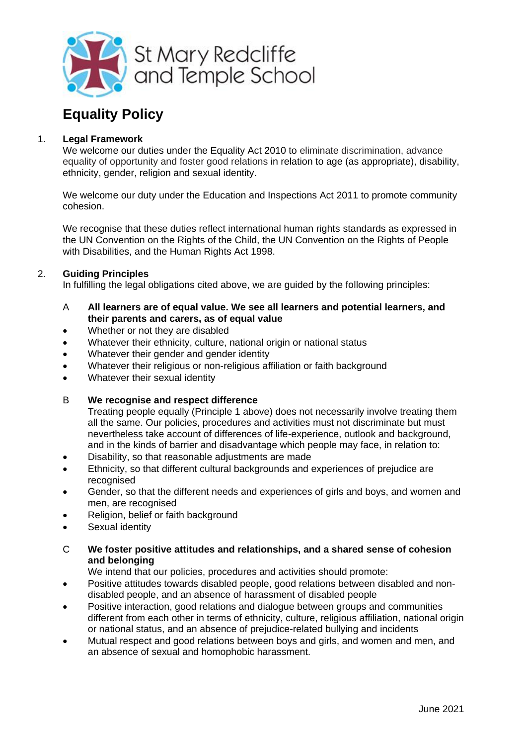St Mary Redcliffe and Temple School

# Equality Policy

## 1. Legal Framework

We welcome our duties under the Equality Act 2010 to eliminate discrimination, advance equality of opportunity and foster good relations in relation to age (as appropriate), disability, ethnicity, gender, religion and sexual identity.

We welcome our duty under the Education and Inspections Act 2011 to promote community cohesion.

We recognise that these duties reflect international human rights standards as expressed in the UN Convention on the Rights of the Child, the UN Convention on the Rights of People with Disabilities, and the Human Rights Act 1998.

## 2. Guiding Principles

In fulfilling the legal obligations cited above, we are guided by the following principles:

**A All learners are of equal value. We see all learners and potential learners, and their parents and carers, as of equal value**

- Whether or not they are disabled
- Whatever their ethnicity, culture, national origin or national status
- Whatever their gender and gender identity
- Whatever their religious or non-religious affiliation or faith background
- Whatever their sexual identity

**B We recognise and respect difference**

Treating people equally (Principle 1 above) does not necessarily involve treating them all the same. Our policies, procedures and activities must not discriminate but must nevertheless take account of differences of life-experience, outlook and background, and in the kinds of barrier and disadvantage which people may face, in relation to:

- Disability, so that reasonable adjustments are made
- Ethnicity, so that different cultural backgrounds and experiences of prejudice are recognised
- Gender, so that the different needs and experiences of girls and boys, and women and men, are recognised
- Religion, belief or faith background
- Sexual identity

**C We foster positive attitudes and relationships, and a shared sense of cohesion and belonging**

We intend that our policies, procedures and activities should promote:

- Positive attitudes towards disabled people, good relations between disabled and non-disabled people, and an absence of harassment of disabled people
- Positive interaction, good relations and dialogue between groups and communities different from each other in terms of ethnicity, culture, religious affiliation, national origin or national status, and an absence of prejudice-related bullying and incidents
- Mutual respect and good relations between boys and girls, and women and men, and an absence of sexual and homophobic harassment.

June 2021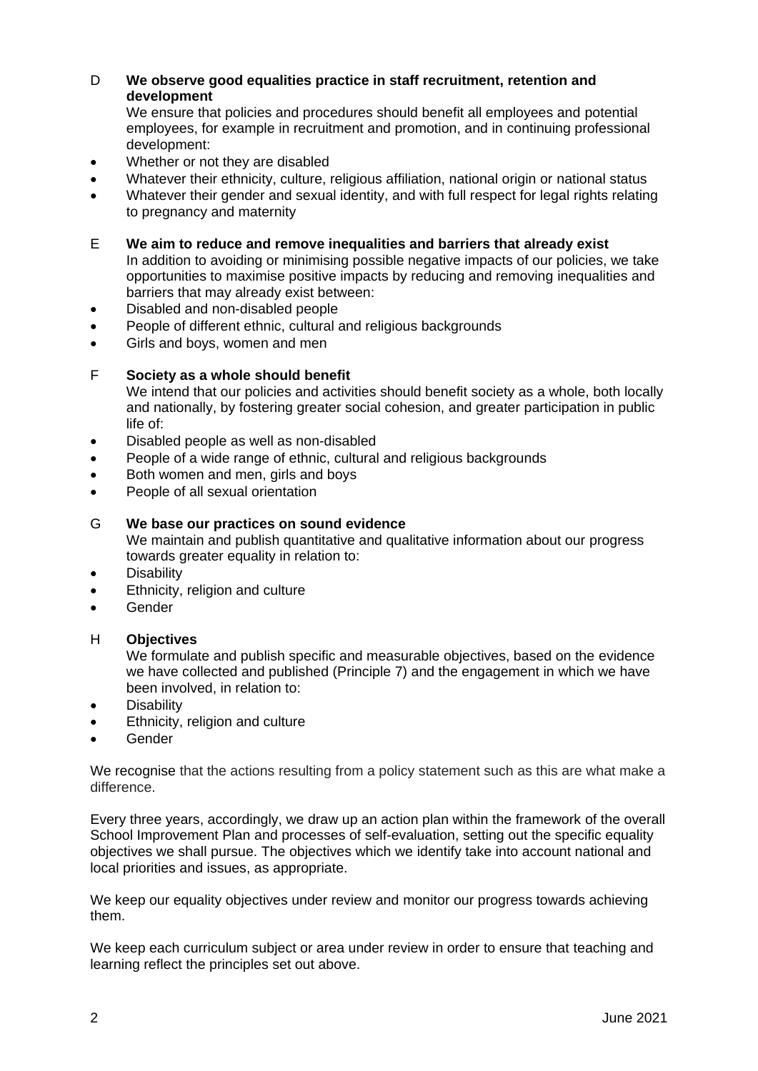D **We observe good equalities practice in staff recruitment, retention and development**

We ensure that policies and procedures should benefit all employees and potential employees, for example in recruitment and promotion, and in continuing professional development:

- Whether or not they are disabled
- Whatever their ethnicity, culture, religious affiliation, national origin or national status
- Whatever their gender and sexual identity, and with full respect for legal rights relating to pregnancy and maternity

E **We aim to reduce and remove inequalities and barriers that already exist**

In addition to avoiding or minimising possible negative impacts of our policies, we take opportunities to maximise positive impacts by reducing and removing inequalities and barriers that may already exist between:

- Disabled and non-disabled people
- People of different ethnic, cultural and religious backgrounds
- Girls and boys, women and men

F **Society as a whole should benefit**

We intend that our policies and activities should benefit society as a whole, both locally and nationally, by fostering greater social cohesion, and greater participation in public life of:

- Disabled people as well as non-disabled
- People of a wide range of ethnic, cultural and religious backgrounds
- Both women and men, girls and boys
- People of all sexual orientation

G **We base our practices on sound evidence**

We maintain and publish quantitative and qualitative information about our progress towards greater equality in relation to:

- Disability
- Ethnicity, religion and culture
- Gender

H **Objectives**

We formulate and publish specific and measurable objectives, based on the evidence we have collected and published (Principle 7) and the engagement in which we have been involved, in relation to:

- Disability
- Ethnicity, religion and culture
- Gender

We recognise that the actions resulting from a policy statement such as this are what make a difference.

Every three years, accordingly, we draw up an action plan within the framework of the overall School Improvement Plan and processes of self-evaluation, setting out the specific equality objectives we shall pursue. The objectives which we identify take into account national and local priorities and issues, as appropriate.

We keep our equality objectives under review and monitor our progress towards achieving them.

We keep each curriculum subject or area under review in order to ensure that teaching and learning reflect the principles set out above.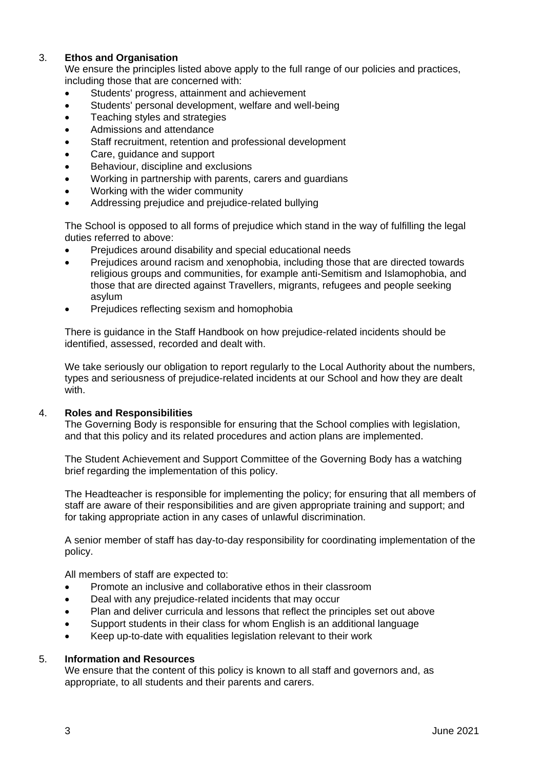## 3. Ethos and Organisation

We ensure the principles listed above apply to the full range of our policies and practices, including those that are concerned with:

- Students' progress, attainment and achievement
- Students' personal development, welfare and well-being
- Teaching styles and strategies
- Admissions and attendance
- Staff recruitment, retention and professional development
- Care, guidance and support
- Behaviour, discipline and exclusions
- Working in partnership with parents, carers and guardians
- Working with the wider community
- Addressing prejudice and prejudice-related bullying

The School is opposed to all forms of prejudice which stand in the way of fulfilling the legal duties referred to above:

- Prejudices around disability and special educational needs
- Prejudices around racism and xenophobia, including those that are directed towards religious groups and communities, for example anti-Semitism and Islamophobia, and those that are directed against Travellers, migrants, refugees and people seeking asylum
- Prejudices reflecting sexism and homophobia

There is guidance in the Staff Handbook on how prejudice-related incidents should be identified, assessed, recorded and dealt with.

We take seriously our obligation to report regularly to the Local Authority about the numbers, types and seriousness of prejudice-related incidents at our School and how they are dealt with.

## 4. Roles and Responsibilities

The Governing Body is responsible for ensuring that the School complies with legislation, and that this policy and its related procedures and action plans are implemented.

The Student Achievement and Support Committee of the Governing Body has a watching brief regarding the implementation of this policy.

The Headteacher is responsible for implementing the policy; for ensuring that all members of staff are aware of their responsibilities and are given appropriate training and support; and for taking appropriate action in any cases of unlawful discrimination.

A senior member of staff has day-to-day responsibility for coordinating implementation of the policy.

All members of staff are expected to:

- Promote an inclusive and collaborative ethos in their classroom
- Deal with any prejudice-related incidents that may occur
- Plan and deliver curricula and lessons that reflect the principles set out above
- Support students in their class for whom English is an additional language
- Keep up-to-date with equalities legislation relevant to their work

## 5. Information and Resources

We ensure that the content of this policy is known to all staff and governors and, as appropriate, to all students and their parents and carers.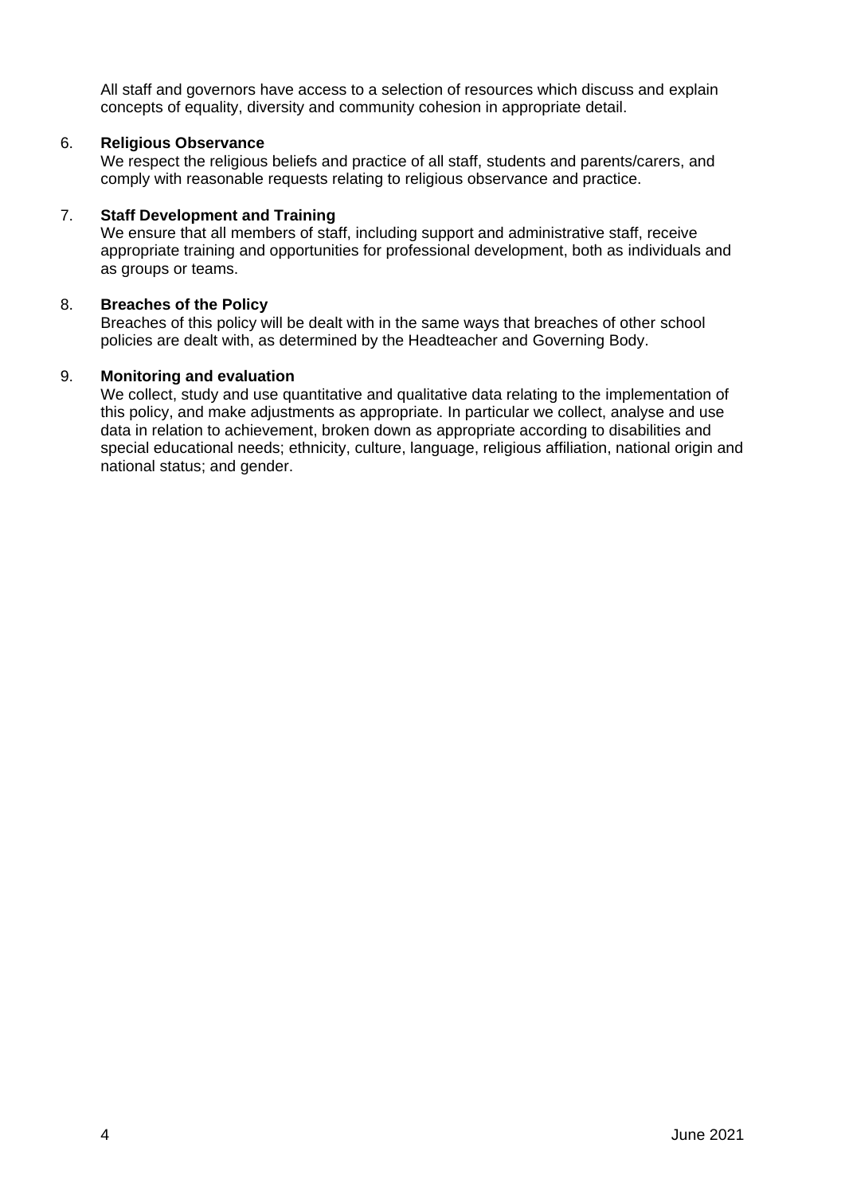All staff and governors have access to a selection of resources which discuss and explain concepts of equality, diversity and community cohesion in appropriate detail.

6. **Religious Observance**

   We respect the religious beliefs and practice of all staff, students and parents/carers, and comply with reasonable requests relating to religious observance and practice.

7. **Staff Development and Training**

   We ensure that all members of staff, including support and administrative staff, receive appropriate training and opportunities for professional development, both as individuals and as groups or teams.

8. **Breaches of the Policy**

   Breaches of this policy will be dealt with in the same ways that breaches of other school policies are dealt with, as determined by the Headteacher and Governing Body.

9. **Monitoring and evaluation**

   We collect, study and use quantitative and qualitative data relating to the implementation of this policy, and make adjustments as appropriate. In particular we collect, analyse and use data in relation to achievement, broken down as appropriate according to disabilities and special educational needs; ethnicity, culture, language, religious affiliation, national origin and national status; and gender.